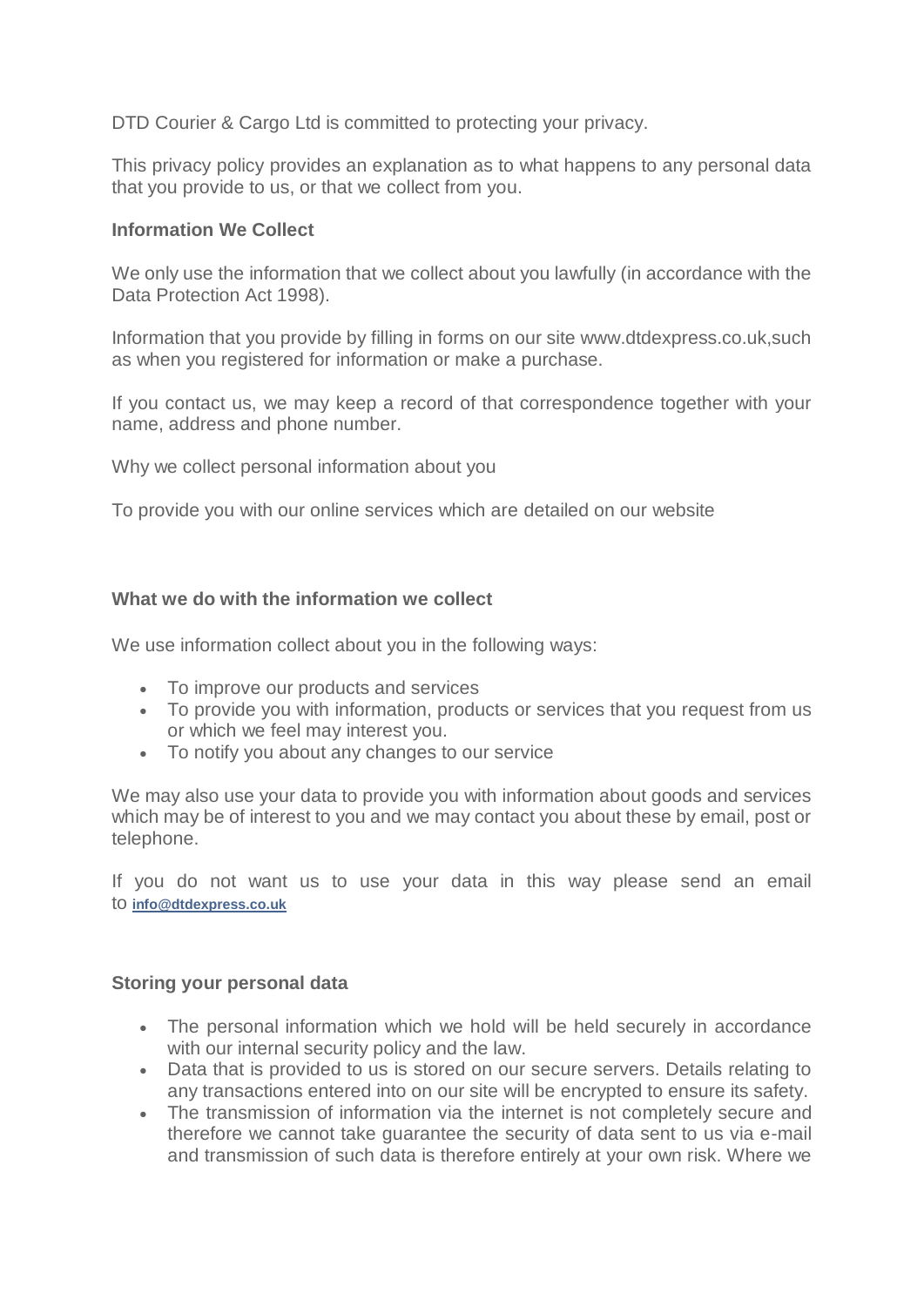DTD Courier & Cargo Ltd is committed to protecting your privacy.

This privacy policy provides an explanation as to what happens to any personal data that you provide to us, or that we collect from you.

**Information We Collect**

We only use the information that we collect about you lawfully (in accordance with the Data Protection Act 1998).

Information that you provide by filling in forms on our site www.dtdexpress.co.uk,such as when you registered for information or make a purchase.

If you contact us, we may keep a record of that correspondence together with your name, address and phone number.

Why we collect personal information about you

To provide you with our online services which are detailed on our website

**What we do with the information we collect**

We use information collect about you in the following ways:

- To improve our products and services
- To provide you with information, products or services that you request from us or which we feel may interest you.
- To notify you about any changes to our service

We may also use your data to provide you with information about goods and services which may be of interest to you and we may contact you about these by email, post or telephone.

If you do not want us to use your data in this way please send an email to **info@dtdexpress.co.uk**

**Storing your personal data**

- The personal information which we hold will be held securely in accordance with our internal security policy and the law.
- Data that is provided to us is stored on our secure servers. Details relating to any transactions entered into on our site will be encrypted to ensure its safety.
- The transmission of information via the internet is not completely secure and therefore we cannot take guarantee the security of data sent to us via e-mail and transmission of such data is therefore entirely at your own risk. Where we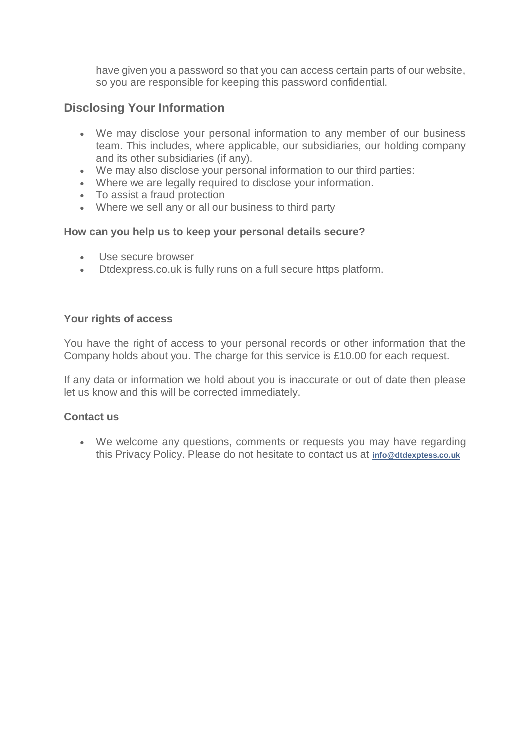have given you a password so that you can access certain parts of our website, so you are responsible for keeping this password confidential.

## Disclosing Your Information

- We may disclose your personal information to any member of our business team. This includes, where applicable, our subsidiaries, our holding company and its other subsidiaries (if any).
- We may also disclose your personal information to our third parties:
- Where we are legally required to disclose your information.
- To assist a fraud protection
- Where we sell any or all our business to third party

**How can you help us to keep your personal details secure?**

- Use secure browser
- Dtdexpress.co.uk is fully runs on a full secure https platform.

**Your rights of access**

You have the right of access to your personal records or other information that the Company holds about you. The charge for this service is £10.00 for each request.

If any data or information we hold about you is inaccurate or out of date then please let us know and this will be corrected immediately.

**Contact us**

- We welcome any questions, comments or requests you may have regarding this Privacy Policy. Please do not hesitate to contact us at **info@dtdexptess.co.uk**